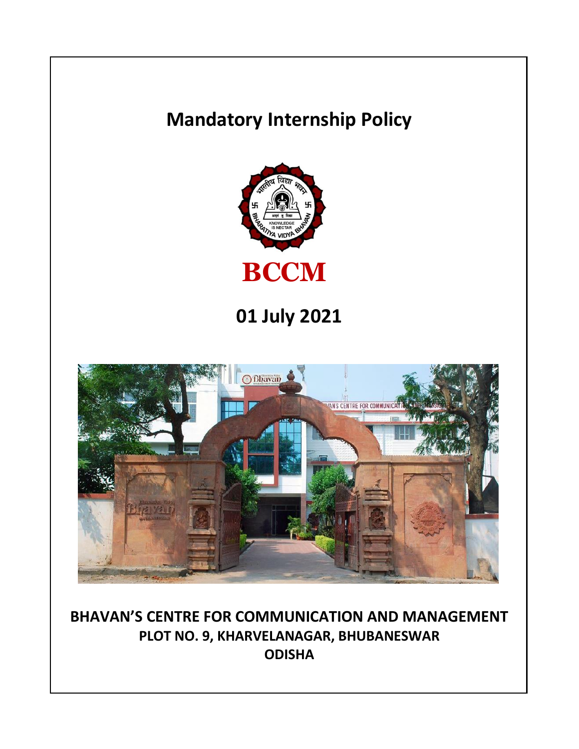# Mandatory Internship Policy

**BCCM**

## 01 July 2021

**BHAVAN'S CENTRE FOR COMMUNICATION AND MANAGEMENT**
**PLOT NO. 9, KHARVELANAGAR, BHUBANESWAR**
**ODISHA**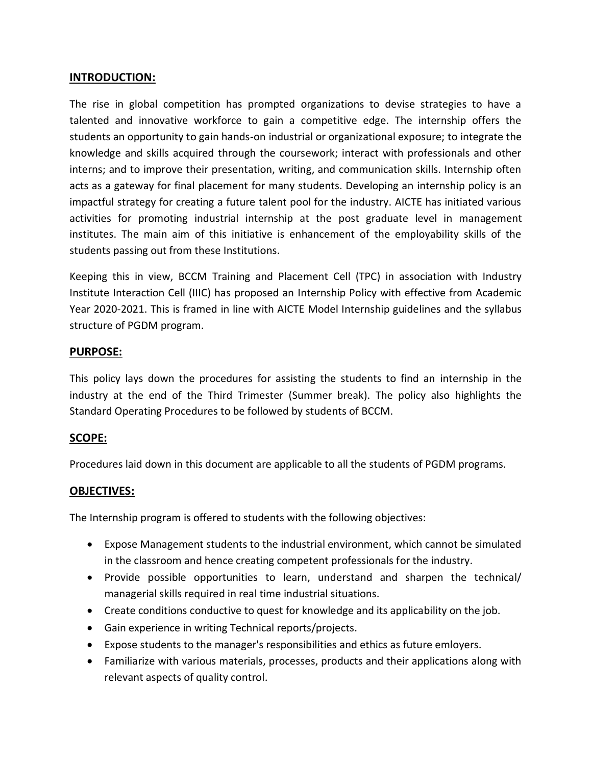## INTRODUCTION:

The rise in global competition has prompted organizations to devise strategies to have a talented and innovative workforce to gain a competitive edge. The internship offers the students an opportunity to gain hands-on industrial or organizational exposure; to integrate the knowledge and skills acquired through the coursework; interact with professionals and other interns; and to improve their presentation, writing, and communication skills. Internship often acts as a gateway for final placement for many students. Developing an internship policy is an impactful strategy for creating a future talent pool for the industry. AICTE has initiated various activities for promoting industrial internship at the post graduate level in management institutes. The main aim of this initiative is enhancement of the employability skills of the students passing out from these Institutions.

Keeping this in view, BCCM Training and Placement Cell (TPC) in association with Industry Institute Interaction Cell (IIIC) has proposed an Internship Policy with effective from Academic Year 2020-2021. This is framed in line with AICTE Model Internship guidelines and the syllabus structure of PGDM program.

## PURPOSE:

This policy lays down the procedures for assisting the students to find an internship in the industry at the end of the Third Trimester (Summer break). The policy also highlights the Standard Operating Procedures to be followed by students of BCCM.

## SCOPE:

Procedures laid down in this document are applicable to all the students of PGDM programs.

## OBJECTIVES:

The Internship program is offered to students with the following objectives:

- Expose Management students to the industrial environment, which cannot be simulated in the classroom and hence creating competent professionals for the industry.
- Provide possible opportunities to learn, understand and sharpen the technical/ managerial skills required in real time industrial situations.
- Create conditions conductive to quest for knowledge and its applicability on the job.
- Gain experience in writing Technical reports/projects.
- Expose students to the manager's responsibilities and ethics as future emloyers.
- Familiarize with various materials, processes, products and their applications along with relevant aspects of quality control.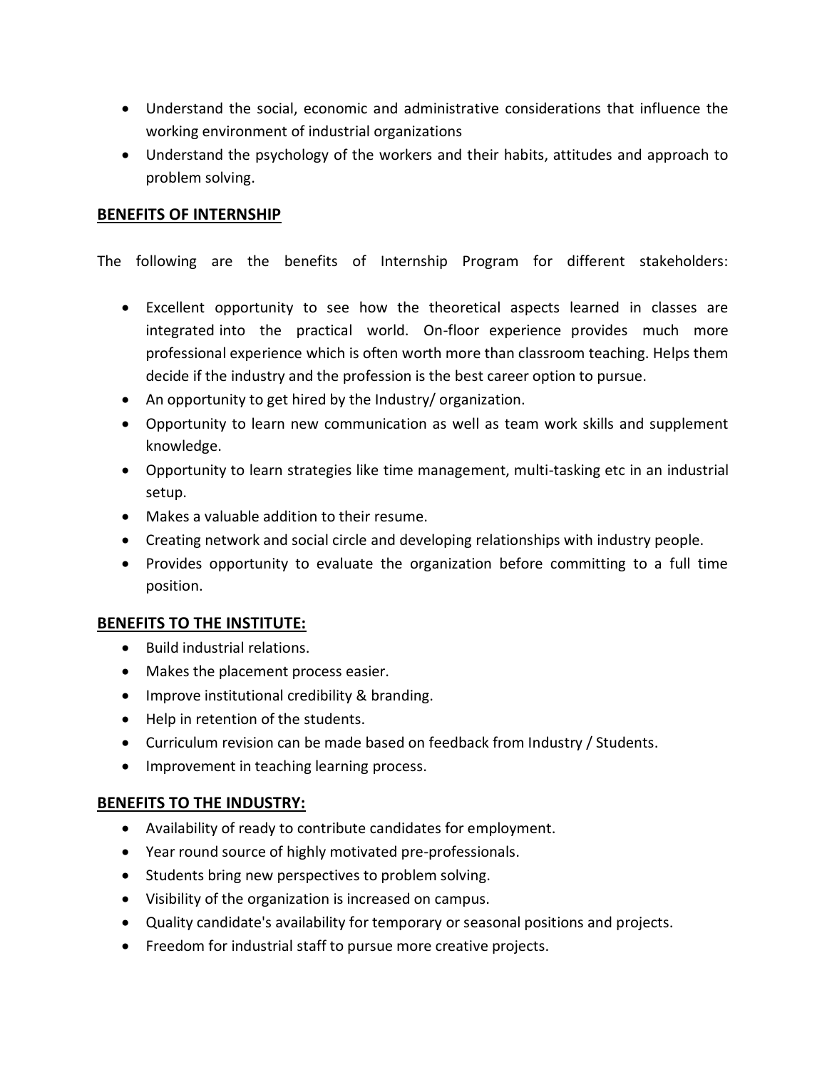- Understand the social, economic and administrative considerations that influence the working environment of industrial organizations
- Understand the psychology of the workers and their habits, attitudes and approach to problem solving.

## **BENEFITS OF INTERNSHIP**

The following are the benefits of Internship Program for different stakeholders:

- Excellent opportunity to see how the theoretical aspects learned in classes are integrated into the practical world. On-floor experience provides much more professional experience which is often worth more than classroom teaching. Helps them decide if the industry and the profession is the best career option to pursue.
- An opportunity to get hired by the Industry/ organization.
- Opportunity to learn new communication as well as team work skills and supplement knowledge.
- Opportunity to learn strategies like time management, multi-tasking etc in an industrial setup.
- Makes a valuable addition to their resume.
- Creating network and social circle and developing relationships with industry people.
- Provides opportunity to evaluate the organization before committing to a full time position.

## **BENEFITS TO THE INSTITUTE:**

- Build industrial relations.
- Makes the placement process easier.
- Improve institutional credibility & branding.
- Help in retention of the students.
- Curriculum revision can be made based on feedback from Industry / Students.
- Improvement in teaching learning process.

## **BENEFITS TO THE INDUSTRY:**

- Availability of ready to contribute candidates for employment.
- Year round source of highly motivated pre-professionals.
- Students bring new perspectives to problem solving.
- Visibility of the organization is increased on campus.
- Quality candidate's availability for temporary or seasonal positions and projects.
- Freedom for industrial staff to pursue more creative projects.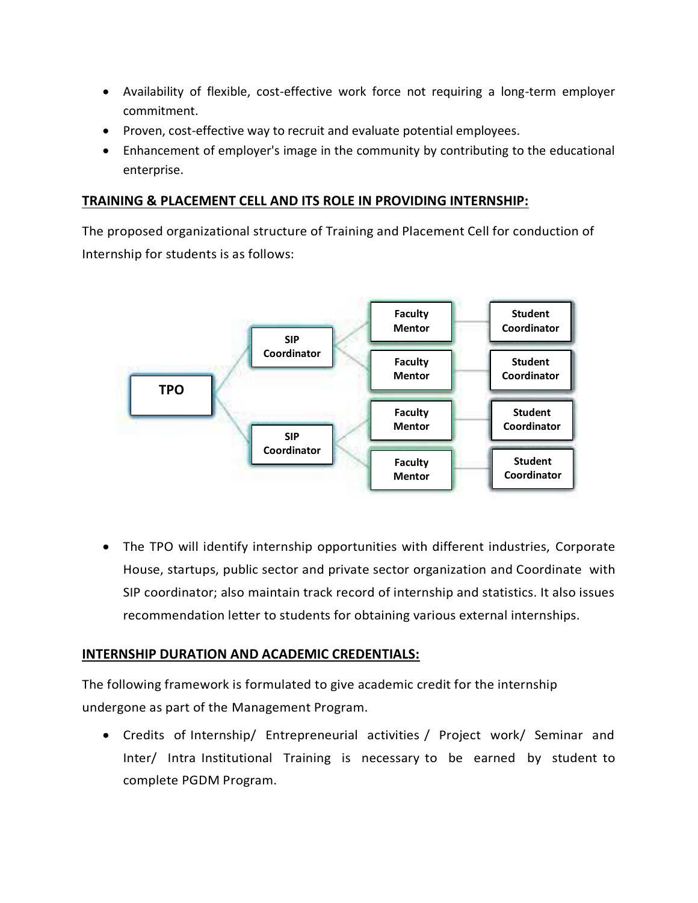- Availability of flexible, cost-effective work force not requiring a long-term employer commitment.
- Proven, cost-effective way to recruit and evaluate potential employees.
- Enhancement of employer's image in the community by contributing to the educational enterprise.

## TRAINING & PLACEMENT CELL AND ITS ROLE IN PROVIDING INTERNSHIP:

The proposed organizational structure of Training and Placement Cell for conduction of Internship for students is as follows:

- **TPO**
  - **SIP Coordinator**
    - **Faculty Mentor** — **Student Coordinator**
    - **Faculty Mentor** — **Student Coordinator**
  - **SIP Coordinator**
    - **Faculty Mentor** — **Student Coordinator**
    - **Faculty Mentor** — **Student Coordinator**

- The TPO will identify internship opportunities with different industries, Corporate House, startups, public sector and private sector organization and Coordinate with SIP coordinator; also maintain track record of internship and statistics. It also issues recommendation letter to students for obtaining various external internships.

## INTERNSHIP DURATION AND ACADEMIC CREDENTIALS:

The following framework is formulated to give academic credit for the internship undergone as part of the Management Program.

- Credits of Internship/ Entrepreneurial activities / Project work/ Seminar and Inter/ Intra Institutional Training is necessary to be earned by student to complete PGDM Program.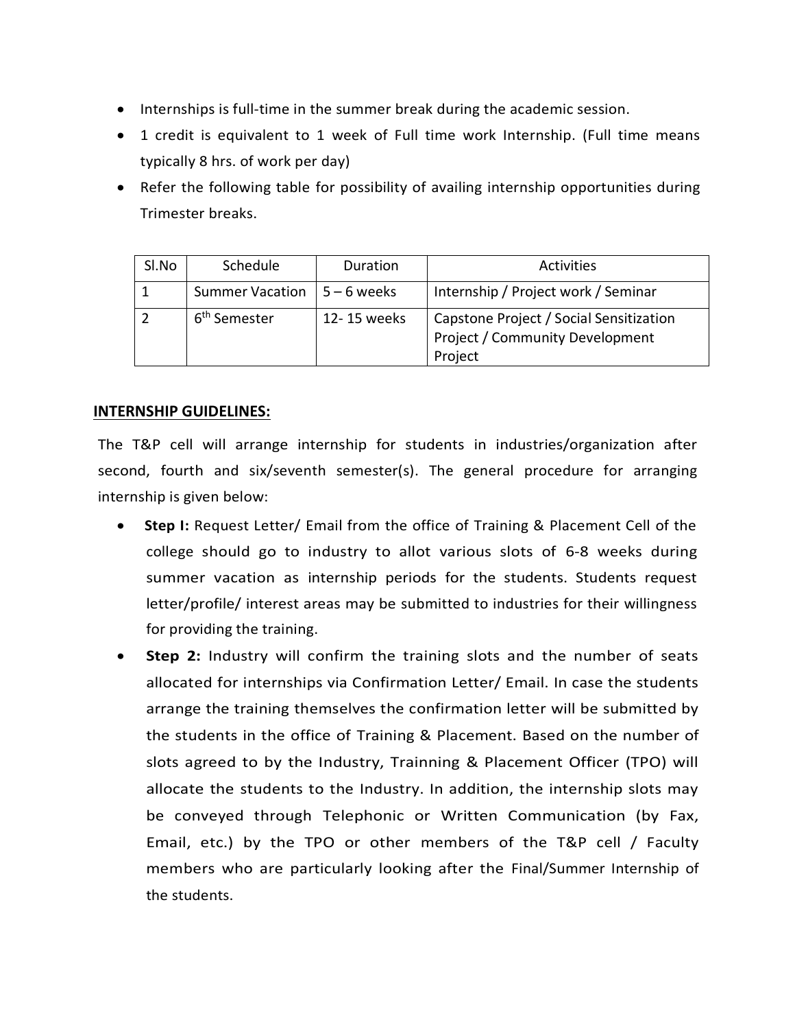- Internships is full-time in the summer break during the academic session.
- 1 credit is equivalent to 1 week of Full time work Internship. (Full time means typically 8 hrs. of work per day)
- Refer the following table for possibility of availing internship opportunities during Trimester breaks.

| Sl.No | Schedule | Duration | Activities |
|---|---|---|---|
| 1 | Summer Vacation | 5 – 6 weeks | Internship / Project work / Seminar |
| 2 | 6th Semester | 12- 15 weeks | Capstone Project / Social Sensitization Project / Community Development Project |

**INTERNSHIP GUIDELINES:**

The T&P cell will arrange internship for students in industries/organization after second, fourth and six/seventh semester(s). The general procedure for arranging internship is given below:

- **Step I:** Request Letter/ Email from the office of Training & Placement Cell of the college should go to industry to allot various slots of 6-8 weeks during summer vacation as internship periods for the students. Students request letter/profile/ interest areas may be submitted to industries for their willingness for providing the training.
- **Step 2:** Industry will confirm the training slots and the number of seats allocated for internships via Confirmation Letter/ Email. In case the students arrange the training themselves the confirmation letter will be submitted by the students in the office of Training & Placement. Based on the number of slots agreed to by the Industry, Trainning & Placement Officer (TPO) will allocate the students to the Industry. In addition, the internship slots may be conveyed through Telephonic or Written Communication (by Fax, Email, etc.) by the TPO or other members of the T&P cell / Faculty members who are particularly looking after the Final/Summer Internship of the students.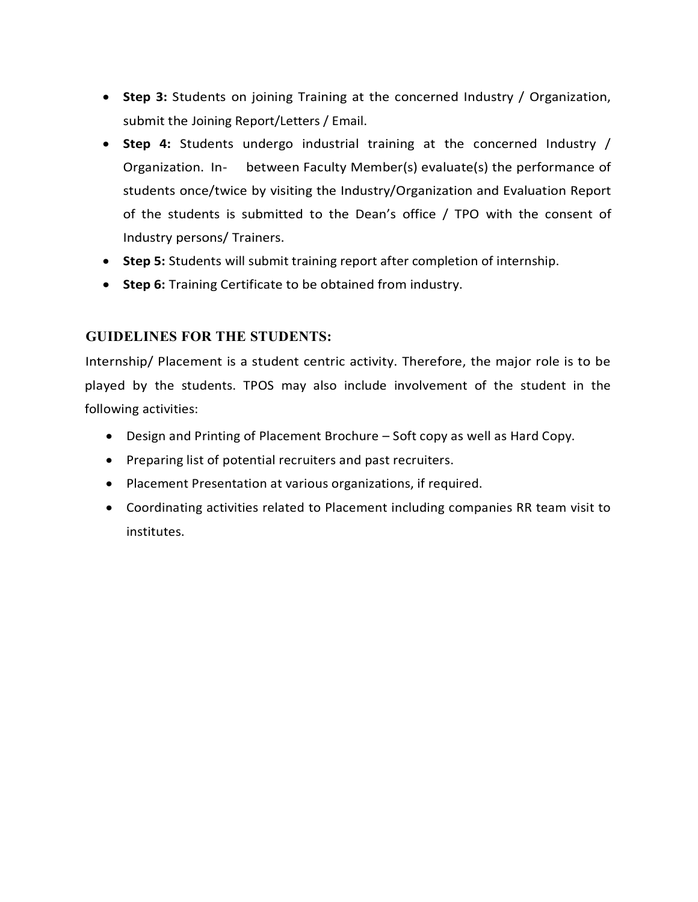- **Step 3:** Students on joining Training at the concerned Industry / Organization, submit the Joining Report/Letters / Email.
- **Step 4:** Students undergo industrial training at the concerned Industry / Organization. In- between Faculty Member(s) evaluate(s) the performance of students once/twice by visiting the Industry/Organization and Evaluation Report of the students is submitted to the Dean's office / TPO with the consent of Industry persons/ Trainers.
- **Step 5:** Students will submit training report after completion of internship.
- **Step 6:** Training Certificate to be obtained from industry.

## GUIDELINES FOR THE STUDENTS:

Internship/ Placement is a student centric activity. Therefore, the major role is to be played by the students. TPOS may also include involvement of the student in the following activities:

- Design and Printing of Placement Brochure – Soft copy as well as Hard Copy.
- Preparing list of potential recruiters and past recruiters.
- Placement Presentation at various organizations, if required.
- Coordinating activities related to Placement including companies RR team visit to institutes.